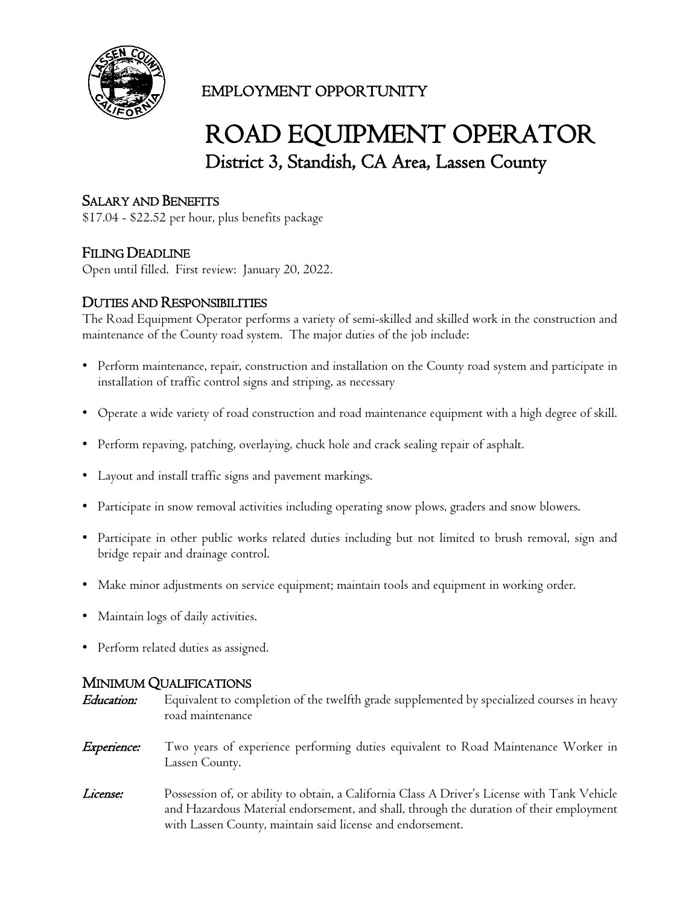EMPLOYMENT OPPORTUNITY

# ROAD EQUIPMENT OPERATOR

## District 3, Standish, CA Area, Lassen County

### SALARY AND BENEFITS

$17.04 - $22.52 per hour, plus benefits package

### FILING DEADLINE

Open until filled. First review: January 20, 2022.

### DUTIES AND RESPONSIBILITIES

The Road Equipment Operator performs a variety of semi-skilled and skilled work in the construction and maintenance of the County road system. The major duties of the job include:

- Perform maintenance, repair, construction and installation on the County road system and participate in installation of traffic control signs and striping, as necessary
- Operate a wide variety of road construction and road maintenance equipment with a high degree of skill.
- Perform repaving, patching, overlaying, chuck hole and crack sealing repair of asphalt.
- Layout and install traffic signs and pavement markings.
- Participate in snow removal activities including operating snow plows, graders and snow blowers.
- Participate in other public works related duties including but not limited to brush removal, sign and bridge repair and drainage control.
- Make minor adjustments on service equipment; maintain tools and equipment in working order.
- Maintain logs of daily activities.
- Perform related duties as assigned.

### MINIMUM QUALIFICATIONS

*Education:* Equivalent to completion of the twelfth grade supplemented by specialized courses in heavy road maintenance

*Experience:* Two years of experience performing duties equivalent to Road Maintenance Worker in Lassen County.

*License:* Possession of, or ability to obtain, a California Class A Driver's License with Tank Vehicle and Hazardous Material endorsement, and shall, through the duration of their employment with Lassen County, maintain said license and endorsement.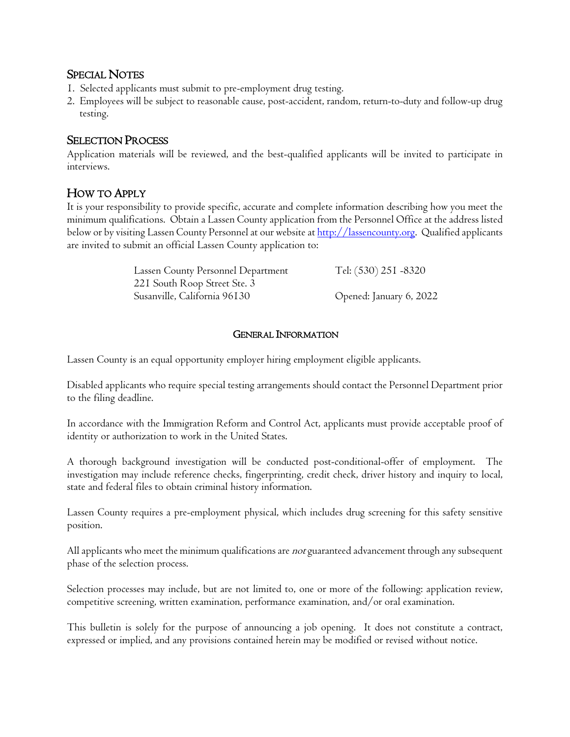## SPECIAL NOTES

1. Selected applicants must submit to pre-employment drug testing.
2. Employees will be subject to reasonable cause, post-accident, random, return-to-duty and follow-up drug testing.

## SELECTION PROCESS

Application materials will be reviewed, and the best-qualified applicants will be invited to participate in interviews.

## HOW TO APPLY

It is your responsibility to provide specific, accurate and complete information describing how you meet the minimum qualifications. Obtain a Lassen County application from the Personnel Office at the address listed below or by visiting Lassen County Personnel at our website at [http://lassencounty.org](http://lassencounty.org). Qualified applicants are invited to submit an official Lassen County application to:

| | |
|---|---|
| Lassen County Personnel Department | Tel: (530) 251 -8320 |
| 221 South Roop Street Ste. 3 | |
| Susanville, California 96130 | Opened: January 6, 2022 |

## GENERAL INFORMATION

Lassen County is an equal opportunity employer hiring employment eligible applicants.

Disabled applicants who require special testing arrangements should contact the Personnel Department prior to the filing deadline.

In accordance with the Immigration Reform and Control Act, applicants must provide acceptable proof of identity or authorization to work in the United States.

A thorough background investigation will be conducted post-conditional-offer of employment. The investigation may include reference checks, fingerprinting, credit check, driver history and inquiry to local, state and federal files to obtain criminal history information.

Lassen County requires a pre-employment physical, which includes drug screening for this safety sensitive position.

All applicants who meet the minimum qualifications are *not* guaranteed advancement through any subsequent phase of the selection process.

Selection processes may include, but are not limited to, one or more of the following: application review, competitive screening, written examination, performance examination, and/or oral examination.

This bulletin is solely for the purpose of announcing a job opening. It does not constitute a contract, expressed or implied, and any provisions contained herein may be modified or revised without notice.